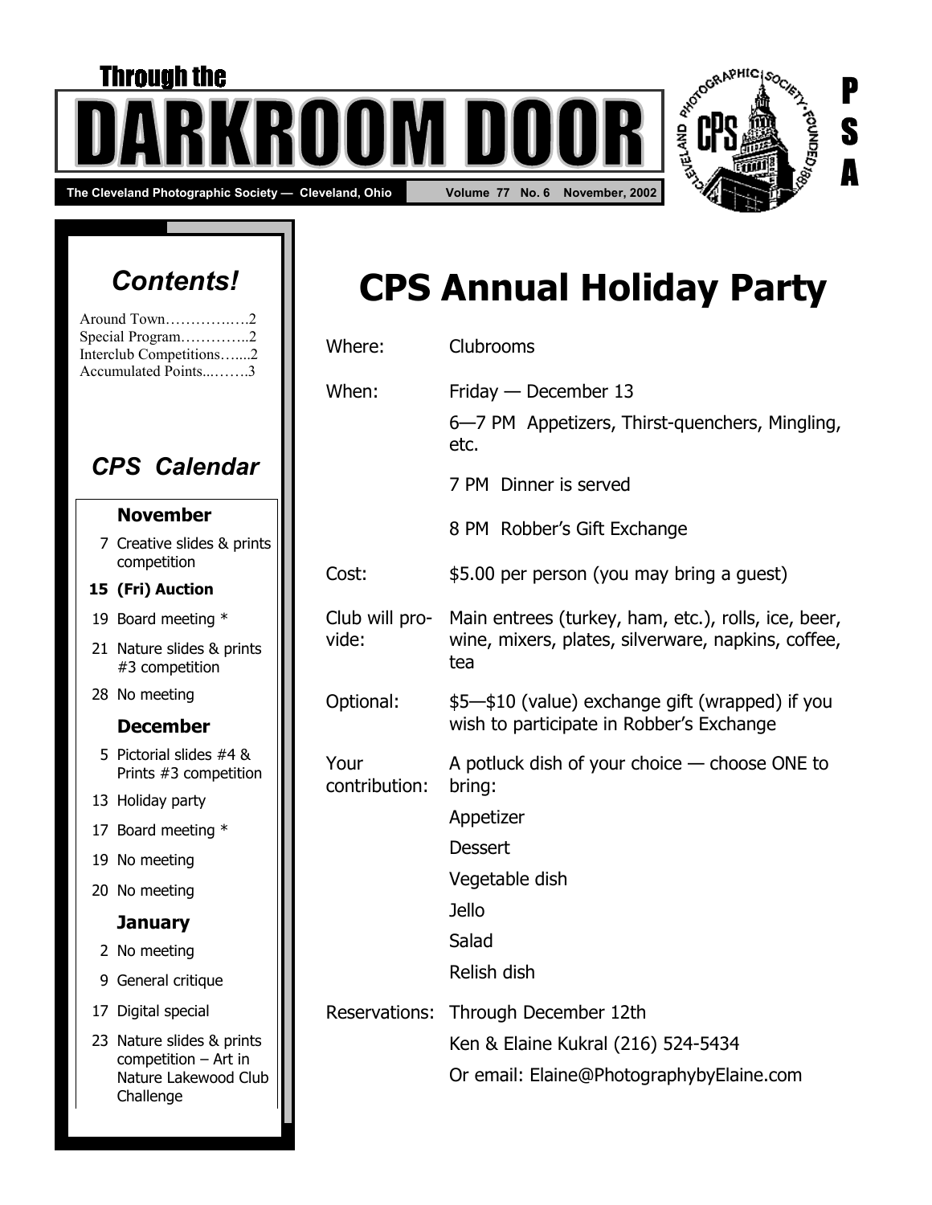# Through the DARKROOM DOOR

**The Cleveland Photographic Society — Cleveland, Ohio** **Volume 77 No. 6 November, 2002**

P S A

## *Contents!*

Around Town…………..….2
Special Program…………..2
Interclub Competitions…....2
Accumulated Points...…….3

## *CPS Calendar*

### November

7 Creative slides & prints competition

**15 (Fri) Auction**

19 Board meeting *

21 Nature slides & prints #3 competition

28 No meeting

### December

5 Pictorial slides #4 & Prints #3 competition

13 Holiday party

17 Board meeting *

19 No meeting

20 No meeting

### January

2 No meeting

9 General critique

17 Digital special

23 Nature slides & prints competition – Art in Nature Lakewood Club Challenge

# CPS Annual Holiday Party

| | |
|---|---|
| Where: | Clubrooms |
| When: | Friday — December 13 |
| | 6—7 PM Appetizers, Thirst-quenchers, Mingling, etc. |
| | 7 PM Dinner is served |
| | 8 PM Robber's Gift Exchange |
| Cost: | $5.00 per person (you may bring a guest) |
| Club will provide: | Main entrees (turkey, ham, etc.), rolls, ice, beer, wine, mixers, plates, silverware, napkins, coffee, tea |
| Optional: | $5—$10 (value) exchange gift (wrapped) if you wish to participate in Robber's Exchange |
| Your contribution: | A potluck dish of your choice — choose ONE to bring: |
| | Appetizer |
| | Dessert |
| | Vegetable dish |
| | Jello |
| | Salad |
| | Relish dish |
| Reservations: | Through December 12th |
| | Ken & Elaine Kukral (216) 524-5434 |
| | Or email: Elaine@PhotographybyElaine.com |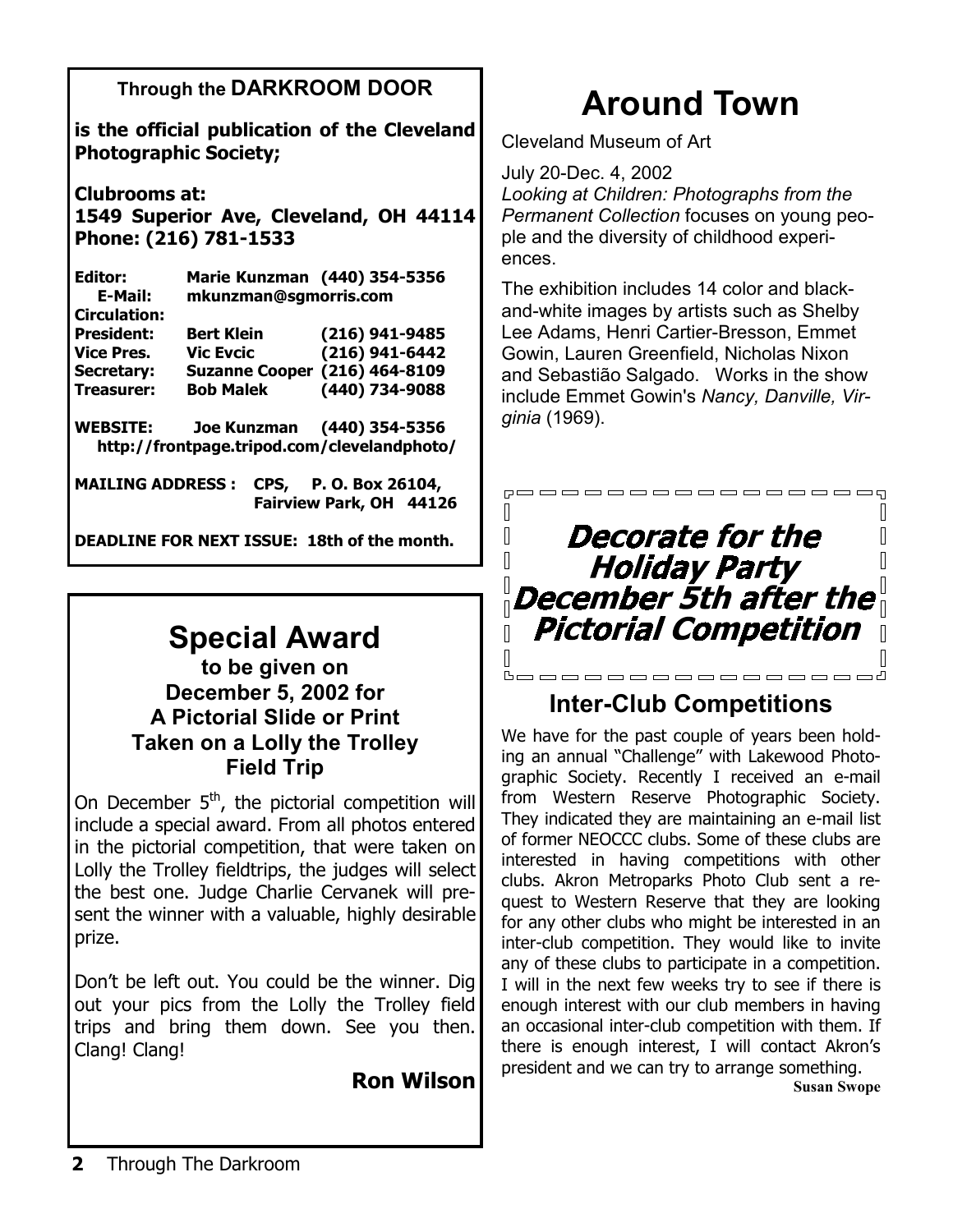**Through the DARKROOM DOOR**

**is the official publication of the Cleveland Photographic Society;**

**Clubrooms at:**
**1549 Superior Ave, Cleveland, OH 44114**
**Phone: (216) 781-1533**

| | | |
|---|---|---|
| **Editor:** | **Marie Kunzman** | **(440) 354-5356** |
| **E-Mail:** | **mkunzman@sgmorris.com** | |
| **Circulation:** | | |
| **President:** | **Bert Klein** | **(216) 941-9485** |
| **Vice Pres.** | **Vic Evcic** | **(216) 941-6442** |
| **Secretary:** | **Suzanne Cooper** | **(216) 464-8109** |
| **Treasurer:** | **Bob Malek** | **(440) 734-9088** |

**WEBSITE: Joe Kunzman (440) 354-5356**
**http://frontpage.tripod.com/clevelandphoto/**

**MAILING ADDRESS : CPS, P. O. Box 26104, Fairview Park, OH 44126**

**DEADLINE FOR NEXT ISSUE: 18th of the month.**

## Special Award

### to be given on December 5, 2002 for A Pictorial Slide or Print Taken on a Lolly the Trolley Field Trip

On December 5th, the pictorial competition will include a special award. From all photos entered in the pictorial competition, that were taken on Lolly the Trolley fieldtrips, the judges will select the best one. Judge Charlie Cervanek will present the winner with a valuable, highly desirable prize.

Don't be left out. You could be the winner. Dig out your pics from the Lolly the Trolley field trips and bring them down. See you then. Clang! Clang!

**Ron Wilson**

# Around Town

Cleveland Museum of Art

July 20-Dec. 4, 2002
*Looking at Children: Photographs from the Permanent Collection* focuses on young people and the diversity of childhood experiences.

The exhibition includes 14 color and black-and-white images by artists such as Shelby Lee Adams, Henri Cartier-Bresson, Emmet Gowin, Lauren Greenfield, Nicholas Nixon and Sebastião Salgado. Works in the show include Emmet Gowin's *Nancy, Danville, Virginia* (1969).

***Decorate for the Holiday Party December 5th after the Pictorial Competition***

## Inter-Club Competitions

We have for the past couple of years been holding an annual "Challenge" with Lakewood Photographic Society. Recently I received an e-mail from Western Reserve Photographic Society. They indicated they are maintaining an e-mail list of former NEOCCC clubs. Some of these clubs are interested in having competitions with other clubs. Akron Metroparks Photo Club sent a request to Western Reserve that they are looking for any other clubs who might be interested in an inter-club competition. They would like to invite any of these clubs to participate in a competition. I will in the next few weeks try to see if there is enough interest with our club members in having an occasional inter-club competition with them. If there is enough interest, I will contact Akron's president and we can try to arrange something.

**Susan Swope**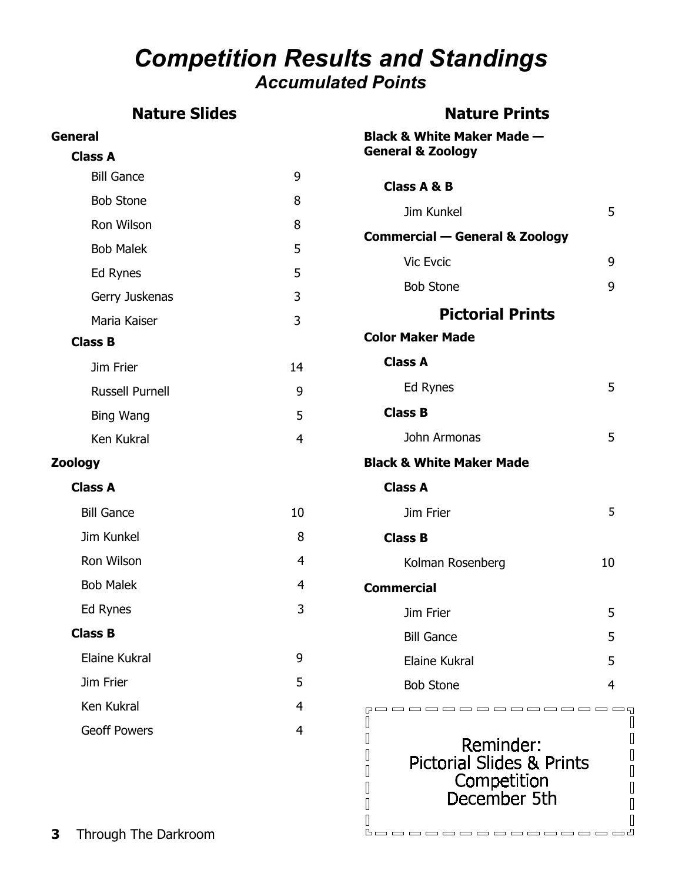# *Competition Results and Standings*

## *Accumulated Points*

## Nature Slides

### General

#### Class A

| Name | Points |
|---|---|
| Bill Gance | 9 |
| Bob Stone | 8 |
| Ron Wilson | 8 |
| Bob Malek | 5 |
| Ed Rynes | 5 |
| Gerry Juskenas | 3 |
| Maria Kaiser | 3 |

#### Class B

| Name | Points |
|---|---|
| Jim Frier | 14 |
| Russell Purnell | 9 |
| Bing Wang | 5 |
| Ken Kukral | 4 |

### Zoology

#### Class A

| Name | Points |
|---|---|
| Bill Gance | 10 |
| Jim Kunkel | 8 |
| Ron Wilson | 4 |
| Bob Malek | 4 |
| Ed Rynes | 3 |

#### Class B

| Name | Points |
|---|---|
| Elaine Kukral | 9 |
| Jim Frier | 5 |
| Ken Kukral | 4 |
| Geoff Powers | 4 |

## Nature Prints

### Black & White Maker Made — General & Zoology

#### Class A & B

| Name | Points |
|---|---|
| Jim Kunkel | 5 |

### Commercial — General & Zoology

| Name | Points |
|---|---|
| Vic Evcic | 9 |
| Bob Stone | 9 |

## Pictorial Prints

### Color Maker Made

#### Class A

| Name | Points |
|---|---|
| Ed Rynes | 5 |

#### Class B

| Name | Points |
|---|---|
| John Armonas | 5 |

### Black & White Maker Made

#### Class A

| Name | Points |
|---|---|
| Jim Frier | 5 |

#### Class B

| Name | Points |
|---|---|
| Kolman Rosenberg | 10 |

### Commercial

| Name | Points |
|---|---|
| Jim Frier | 5 |
| Bill Gance | 5 |
| Elaine Kukral | 5 |
| Bob Stone | 4 |

Reminder:
Pictorial Slides & Prints
Competition
December 5th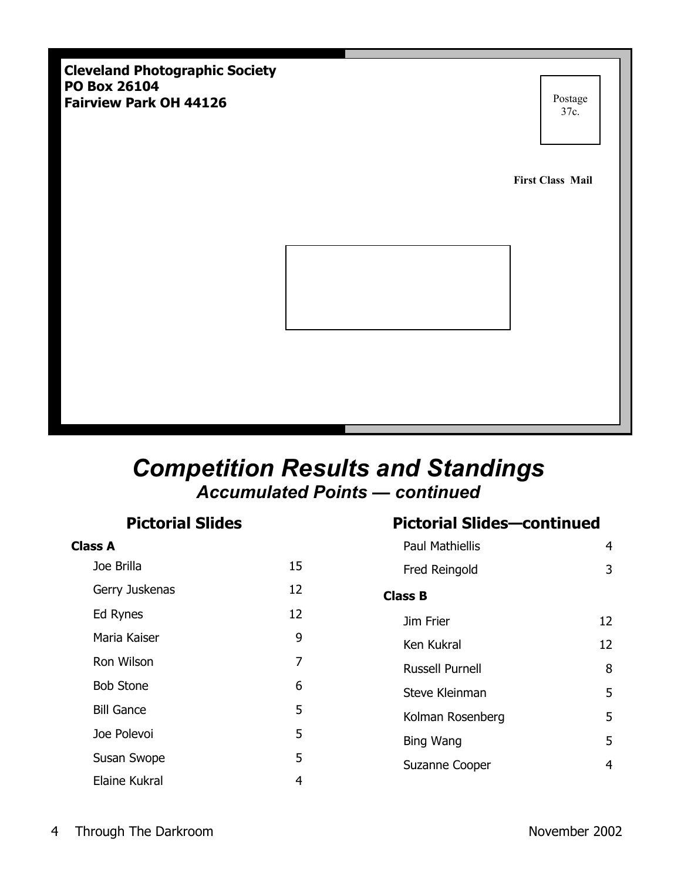**Cleveland Photographic Society**
**PO Box 26104**
**Fairview Park OH 44126**

Postage
37c.

**First Class Mail**

# *Competition Results and Standings*

## *Accumulated Points — continued*

### Pictorial Slides

**Class A**

| | |
|---|---|
| Joe Brilla | 15 |
| Gerry Juskenas | 12 |
| Ed Rynes | 12 |
| Maria Kaiser | 9 |
| Ron Wilson | 7 |
| Bob Stone | 6 |
| Bill Gance | 5 |
| Joe Polevoi | 5 |
| Susan Swope | 5 |
| Elaine Kukral | 4 |

### Pictorial Slides—continued

| | |
|---|---|
| Paul Mathiellis | 4 |
| Fred Reingold | 3 |

**Class B**

| | |
|---|---|
| Jim Frier | 12 |
| Ken Kukral | 12 |
| Russell Purnell | 8 |
| Steve Kleinman | 5 |
| Kolman Rosenberg | 5 |
| Bing Wang | 5 |
| Suzanne Cooper | 4 |